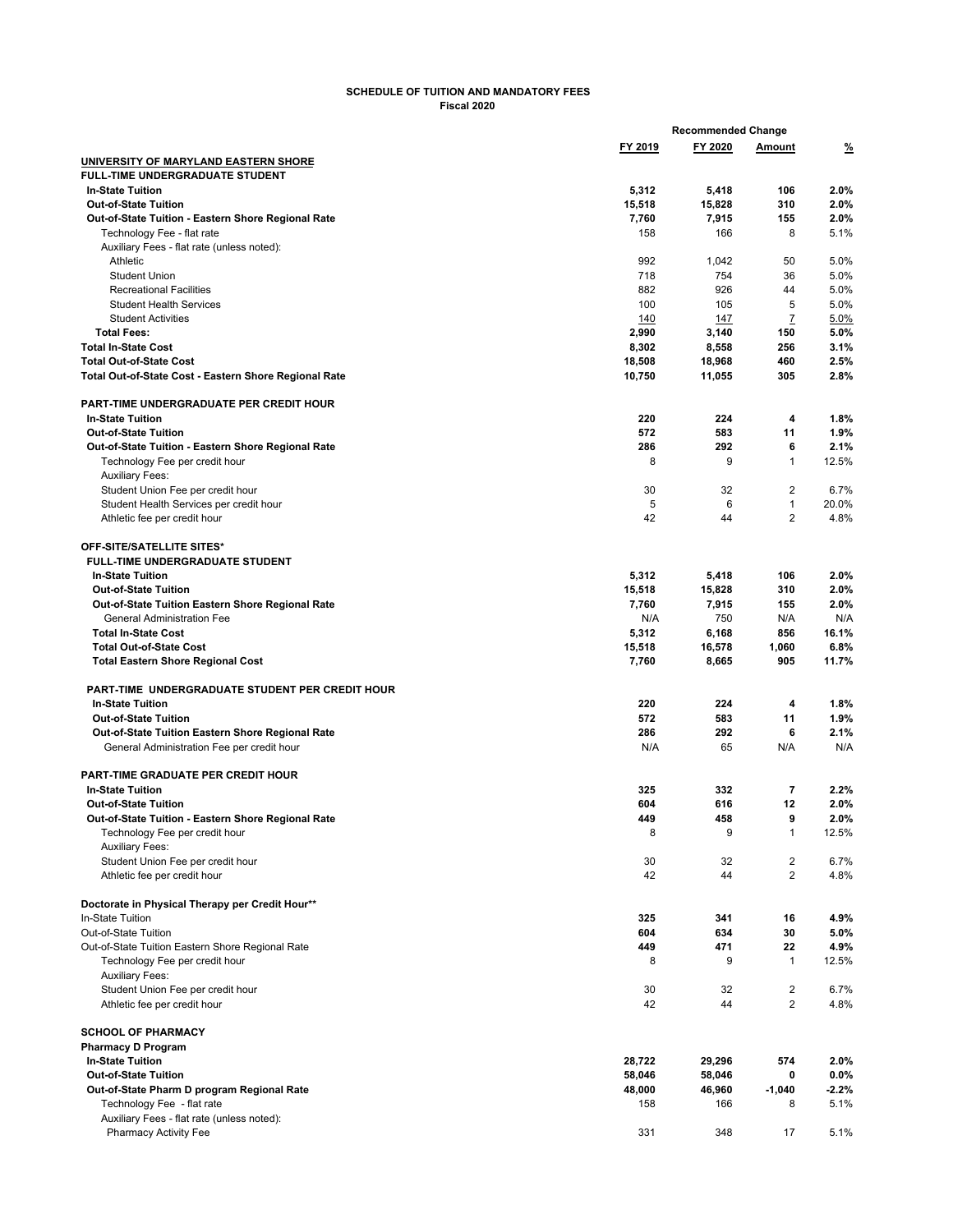**SCHEDULE OF TUITION AND MANDATORY FEES**
**Fiscal 2020**

| | | Recommended Change | | |
|---|---|---|---|---|
| | FY 2019 | FY 2020 | Amount | % |
| **UNIVERSITY OF MARYLAND EASTERN SHORE** | | | | |
| **FULL-TIME UNDERGRADUATE STUDENT** | | | | |
| **In-State Tuition** | **5,312** | **5,418** | **106** | **2.0%** |
| **Out-of-State Tuition** | **15,518** | **15,828** | **310** | **2.0%** |
| **Out-of-State Tuition - Eastern Shore Regional Rate** | **7,760** | **7,915** | **155** | **2.0%** |
| Technology Fee - flat rate | 158 | 166 | 8 | 5.1% |
| Auxiliary Fees - flat rate (unless noted): | | | | |
| Athletic | 992 | 1,042 | 50 | 5.0% |
| Student Union | 718 | 754 | 36 | 5.0% |
| Recreational Facilities | 882 | 926 | 44 | 5.0% |
| Student Health Services | 100 | 105 | 5 | 5.0% |
| Student Activities | 140 | 147 | 7 | 5.0% |
| **Total Fees:** | **2,990** | **3,140** | **150** | **5.0%** |
| **Total In-State Cost** | **8,302** | **8,558** | **256** | **3.1%** |
| **Total Out-of-State Cost** | **18,508** | **18,968** | **460** | **2.5%** |
| **Total Out-of-State Cost - Eastern Shore Regional Rate** | **10,750** | **11,055** | **305** | **2.8%** |
| | | | | |
| **PART-TIME UNDERGRADUATE PER CREDIT HOUR** | | | | |
| **In-State Tuition** | **220** | **224** | **4** | **1.8%** |
| **Out-of-State Tuition** | **572** | **583** | **11** | **1.9%** |
| **Out-of-State Tuition - Eastern Shore Regional Rate** | **286** | **292** | **6** | **2.1%** |
| Technology Fee per credit hour | 8 | 9 | 1 | 12.5% |
| Auxiliary Fees: | | | | |
| Student Union Fee per credit hour | 30 | 32 | 2 | 6.7% |
| Student Health Services per credit hour | 5 | 6 | 1 | 20.0% |
| Athletic fee per credit hour | 42 | 44 | 2 | 4.8% |
| | | | | |
| **OFF-SITE/SATELLITE SITES*** | | | | |
| **FULL-TIME UNDERGRADUATE STUDENT** | | | | |
| **In-State Tuition** | **5,312** | **5,418** | **106** | **2.0%** |
| **Out-of-State Tuition** | **15,518** | **15,828** | **310** | **2.0%** |
| **Out-of-State Tuition Eastern Shore Regional Rate** | **7,760** | **7,915** | **155** | **2.0%** |
| General Administration Fee | N/A | 750 | N/A | N/A |
| **Total In-State Cost** | **5,312** | **6,168** | **856** | **16.1%** |
| **Total Out-of-State Cost** | **15,518** | **16,578** | **1,060** | **6.8%** |
| **Total Eastern Shore Regional Cost** | **7,760** | **8,665** | **905** | **11.7%** |
| | | | | |
| **PART-TIME UNDERGRADUATE STUDENT PER CREDIT HOUR** | | | | |
| **In-State Tuition** | **220** | **224** | **4** | **1.8%** |
| **Out-of-State Tuition** | **572** | **583** | **11** | **1.9%** |
| **Out-of-State Tuition Eastern Shore Regional Rate** | **286** | **292** | **6** | **2.1%** |
| General Administration Fee per credit hour | N/A | 65 | N/A | N/A |
| | | | | |
| **PART-TIME GRADUATE PER CREDIT HOUR** | | | | |
| **In-State Tuition** | **325** | **332** | **7** | **2.2%** |
| **Out-of-State Tuition** | **604** | **616** | **12** | **2.0%** |
| **Out-of-State Tuition - Eastern Shore Regional Rate** | **449** | **458** | **9** | **2.0%** |
| Technology Fee per credit hour | 8 | 9 | 1 | 12.5% |
| Auxiliary Fees: | | | | |
| Student Union Fee per credit hour | 30 | 32 | 2 | 6.7% |
| Athletic fee per credit hour | 42 | 44 | 2 | 4.8% |
| | | | | |
| **Doctorate in Physical Therapy per Credit Hour**** | | | | |
| In-State Tuition | **325** | **341** | **16** | **4.9%** |
| Out-of-State Tuition | **604** | **634** | **30** | **5.0%** |
| Out-of-State Tuition Eastern Shore Regional Rate | **449** | **471** | **22** | **4.9%** |
| Technology Fee per credit hour | 8 | 9 | 1 | 12.5% |
| Auxiliary Fees: | | | | |
| Student Union Fee per credit hour | 30 | 32 | 2 | 6.7% |
| Athletic fee per credit hour | 42 | 44 | 2 | 4.8% |
| | | | | |
| **SCHOOL OF PHARMACY** | | | | |
| **Pharmacy D Program** | | | | |
| **In-State Tuition** | **28,722** | **29,296** | **574** | **2.0%** |
| **Out-of-State Tuition** | **58,046** | **58,046** | **0** | **0.0%** |
| **Out-of-State Pharm D program Regional Rate** | **48,000** | **46,960** | **-1,040** | **-2.2%** |
| Technology Fee - flat rate | 158 | 166 | 8 | 5.1% |
| Auxiliary Fees - flat rate (unless noted): | | | | |
| Pharmacy Activity Fee | 331 | 348 | 17 | 5.1% |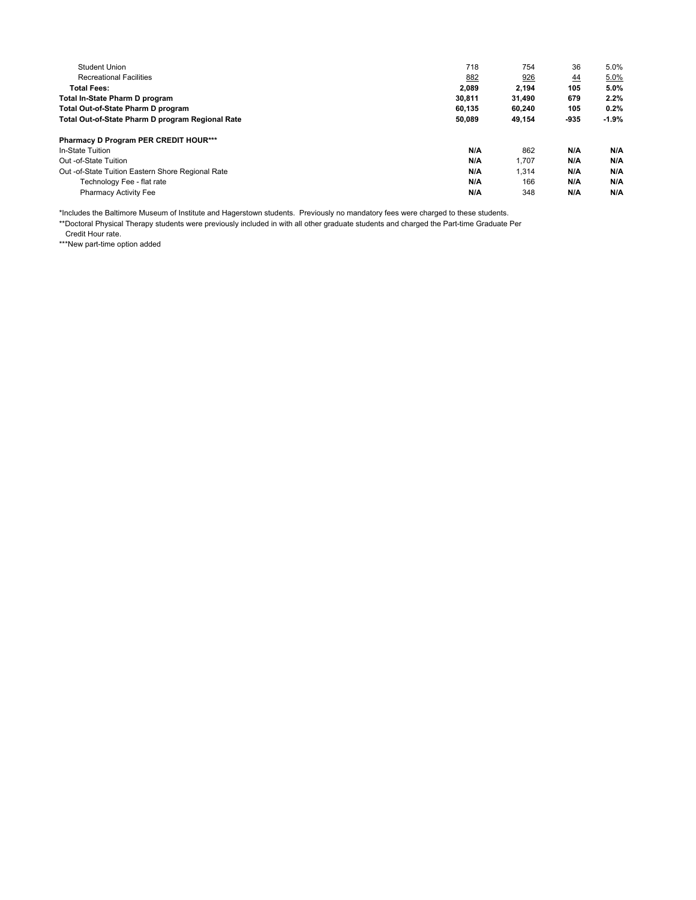| | | | | |
|---|---|---|---|---|
| Student Union | 718 | 754 | 36 | 5.0% |
| Recreational Facilities | 882 | 926 | 44 | 5.0% |
| **Total Fees:** | **2,089** | **2,194** | **105** | **5.0%** |
| **Total In-State Pharm D program** | **30,811** | **31,490** | **679** | **2.2%** |
| **Total Out-of-State Pharm D program** | **60,135** | **60,240** | **105** | **0.2%** |
| **Total Out-of-State Pharm D program Regional Rate** | **50,089** | **49,154** | **-935** | **-1.9%** |
| | | | | |
| **Pharmacy D Program PER CREDIT HOUR*** ** | | | | |
| In-State Tuition | **N/A** | 862 | **N/A** | **N/A** |
| Out -of-State Tuition | **N/A** | 1,707 | **N/A** | **N/A** |
| Out -of-State Tuition Eastern Shore Regional Rate | **N/A** | 1,314 | **N/A** | **N/A** |
| Technology Fee - flat rate | **N/A** | 166 | **N/A** | **N/A** |
| Pharmacy Activity Fee | **N/A** | 348 | **N/A** | **N/A** |

*Includes the Baltimore Museum of Institute and Hagerstown students. Previously no mandatory fees were charged to these students.

**Doctoral Physical Therapy students were previously included in with all other graduate students and charged the Part-time Graduate Per Credit Hour rate.

***New part-time option added